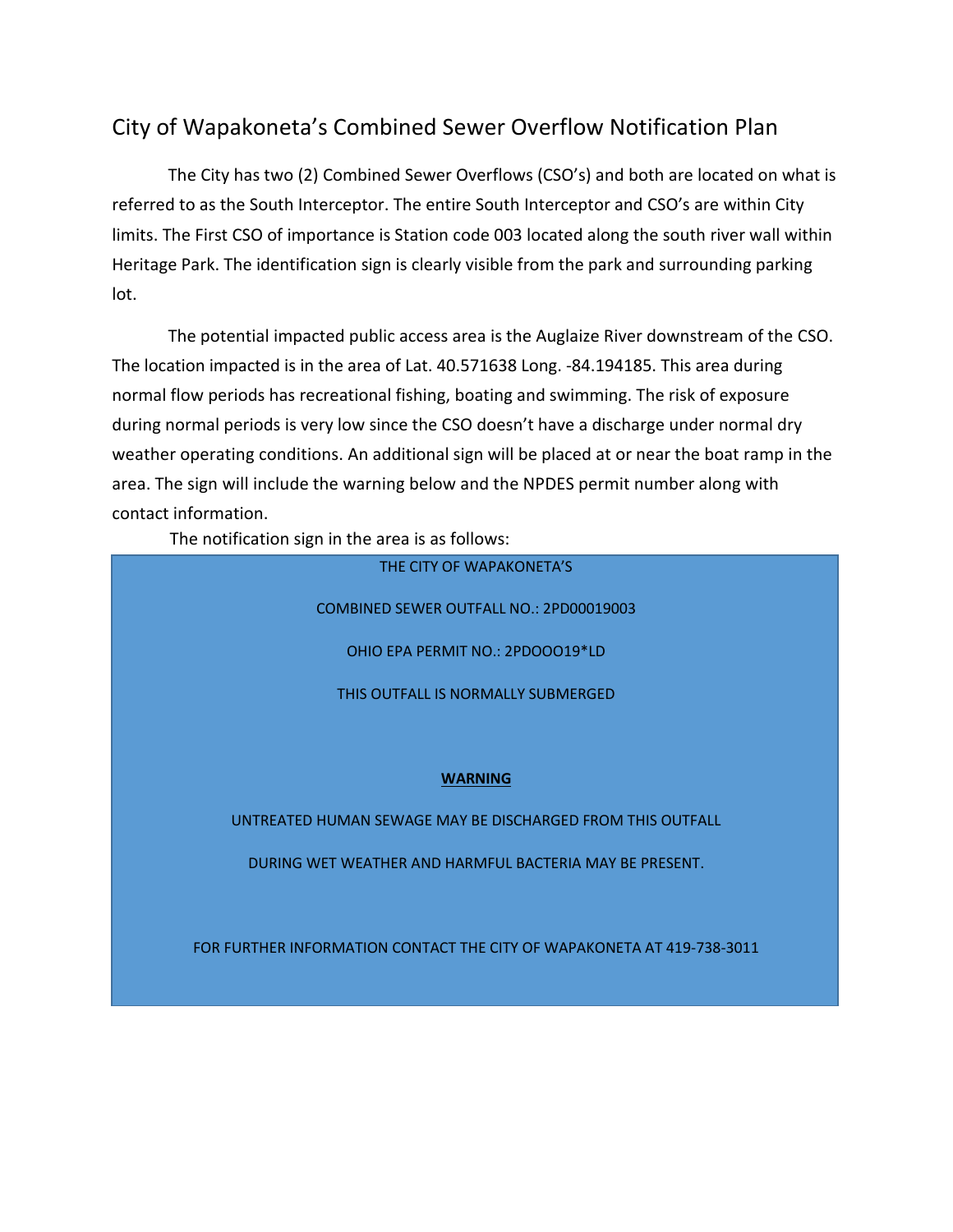# City of Wapakoneta's Combined Sewer Overflow Notification Plan

The City has two (2) Combined Sewer Overflows (CSO's) and both are located on what is referred to as the South Interceptor. The entire South Interceptor and CSO's are within City limits. The First CSO of importance is Station code 003 located along the south river wall within Heritage Park. The identification sign is clearly visible from the park and surrounding parking lot.

The potential impacted public access area is the Auglaize River downstream of the CSO. The location impacted is in the area of Lat. 40.571638 Long. -84.194185. This area during normal flow periods has recreational fishing, boating and swimming. The risk of exposure during normal periods is very low since the CSO doesn't have a discharge under normal dry weather operating conditions. An additional sign will be placed at or near the boat ramp in the area. The sign will include the warning below and the NPDES permit number along with contact information.

The notification sign in the area is as follows:

THE CITY OF WAPAKONETA'S

COMBINED SEWER OUTFALL NO.: 2PD00019003

OHIO EPA PERMIT NO.: 2PDOOO19*LD

THIS OUTFALL IS NORMALLY SUBMERGED

**WARNING**

UNTREATED HUMAN SEWAGE MAY BE DISCHARGED FROM THIS OUTFALL

DURING WET WEATHER AND HARMFUL BACTERIA MAY BE PRESENT.

FOR FURTHER INFORMATION CONTACT THE CITY OF WAPAKONETA AT 419-738-3011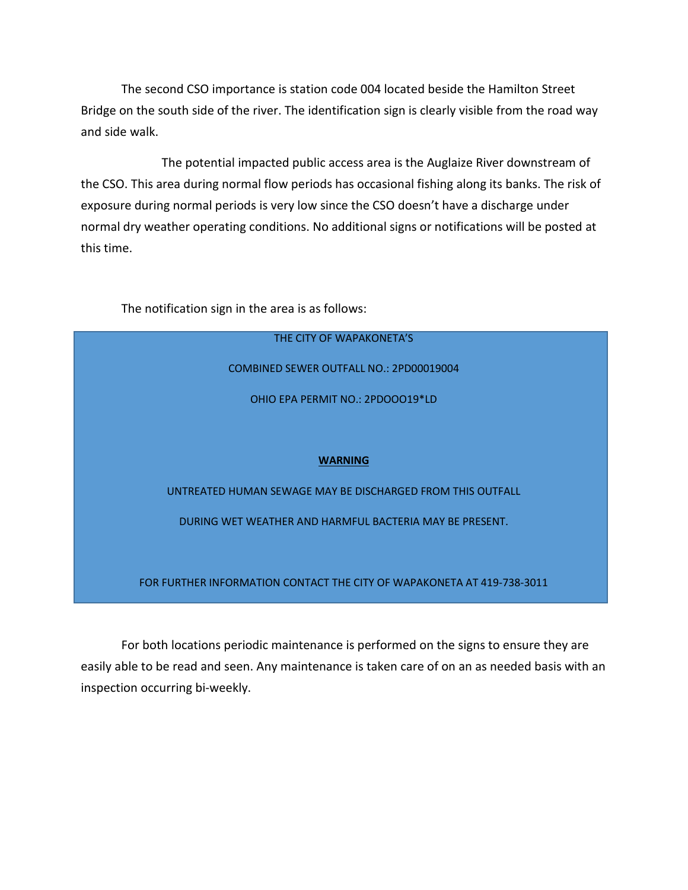The second CSO importance is station code 004 located beside the Hamilton Street Bridge on the south side of the river. The identification sign is clearly visible from the road way and side walk.

The potential impacted public access area is the Auglaize River downstream of the CSO. This area during normal flow periods has occasional fishing along its banks. The risk of exposure during normal periods is very low since the CSO doesn't have a discharge under normal dry weather operating conditions. No additional signs or notifications will be posted at this time.

The notification sign in the area is as follows:

> THE CITY OF WAPAKONETA'S
>
> COMBINED SEWER OUTFALL NO.: 2PD00019004
>
> OHIO EPA PERMIT NO.: 2PDOOO19*LD
>
> **WARNING**
>
> UNTREATED HUMAN SEWAGE MAY BE DISCHARGED FROM THIS OUTFALL
>
> DURING WET WEATHER AND HARMFUL BACTERIA MAY BE PRESENT.
>
> FOR FURTHER INFORMATION CONTACT THE CITY OF WAPAKONETA AT 419-738-3011

For both locations periodic maintenance is performed on the signs to ensure they are easily able to be read and seen. Any maintenance is taken care of on an as needed basis with an inspection occurring bi-weekly.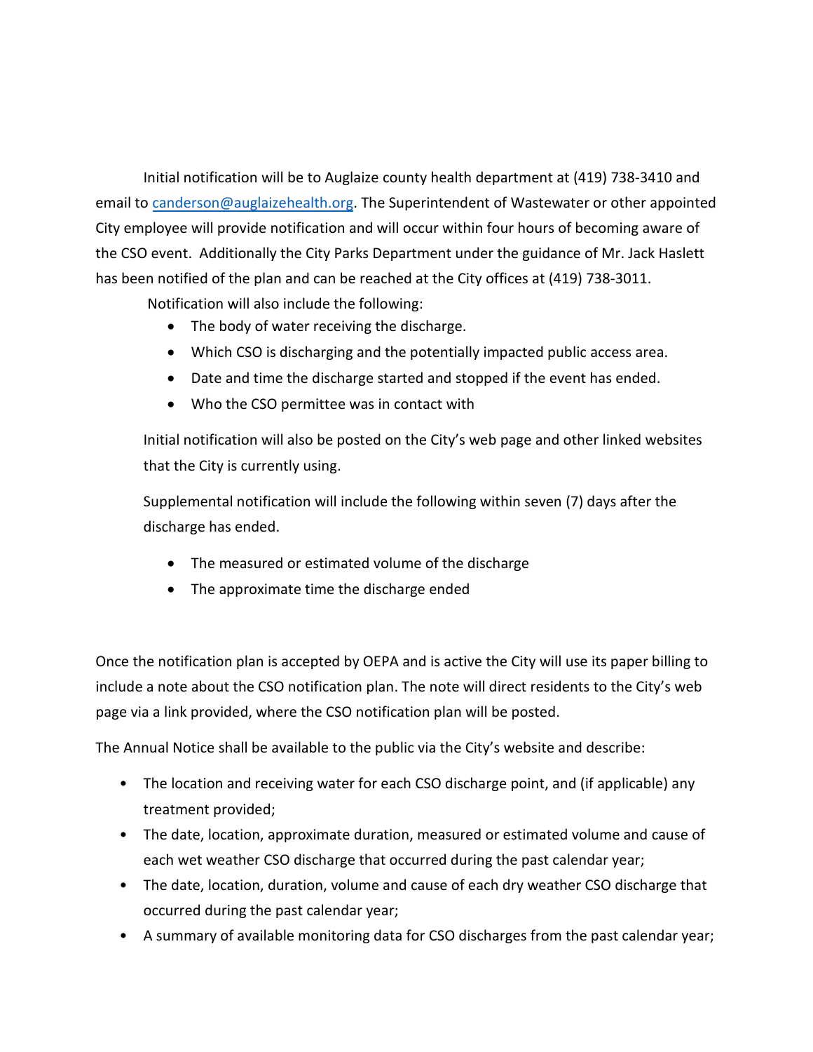Initial notification will be to Auglaize county health department at (419) 738-3410 and email to canderson@auglaizehealth.org. The Superintendent of Wastewater or other appointed City employee will provide notification and will occur within four hours of becoming aware of the CSO event. Additionally the City Parks Department under the guidance of Mr. Jack Haslett has been notified of the plan and can be reached at the City offices at (419) 738-3011.

Notification will also include the following:

- The body of water receiving the discharge.
- Which CSO is discharging and the potentially impacted public access area.
- Date and time the discharge started and stopped if the event has ended.
- Who the CSO permittee was in contact with

Initial notification will also be posted on the City's web page and other linked websites that the City is currently using.

Supplemental notification will include the following within seven (7) days after the discharge has ended.

- The measured or estimated volume of the discharge
- The approximate time the discharge ended

Once the notification plan is accepted by OEPA and is active the City will use its paper billing to include a note about the CSO notification plan. The note will direct residents to the City's web page via a link provided, where the CSO notification plan will be posted.

The Annual Notice shall be available to the public via the City's website and describe:

- The location and receiving water for each CSO discharge point, and (if applicable) any treatment provided;
- The date, location, approximate duration, measured or estimated volume and cause of each wet weather CSO discharge that occurred during the past calendar year;
- The date, location, duration, volume and cause of each dry weather CSO discharge that occurred during the past calendar year;
- A summary of available monitoring data for CSO discharges from the past calendar year;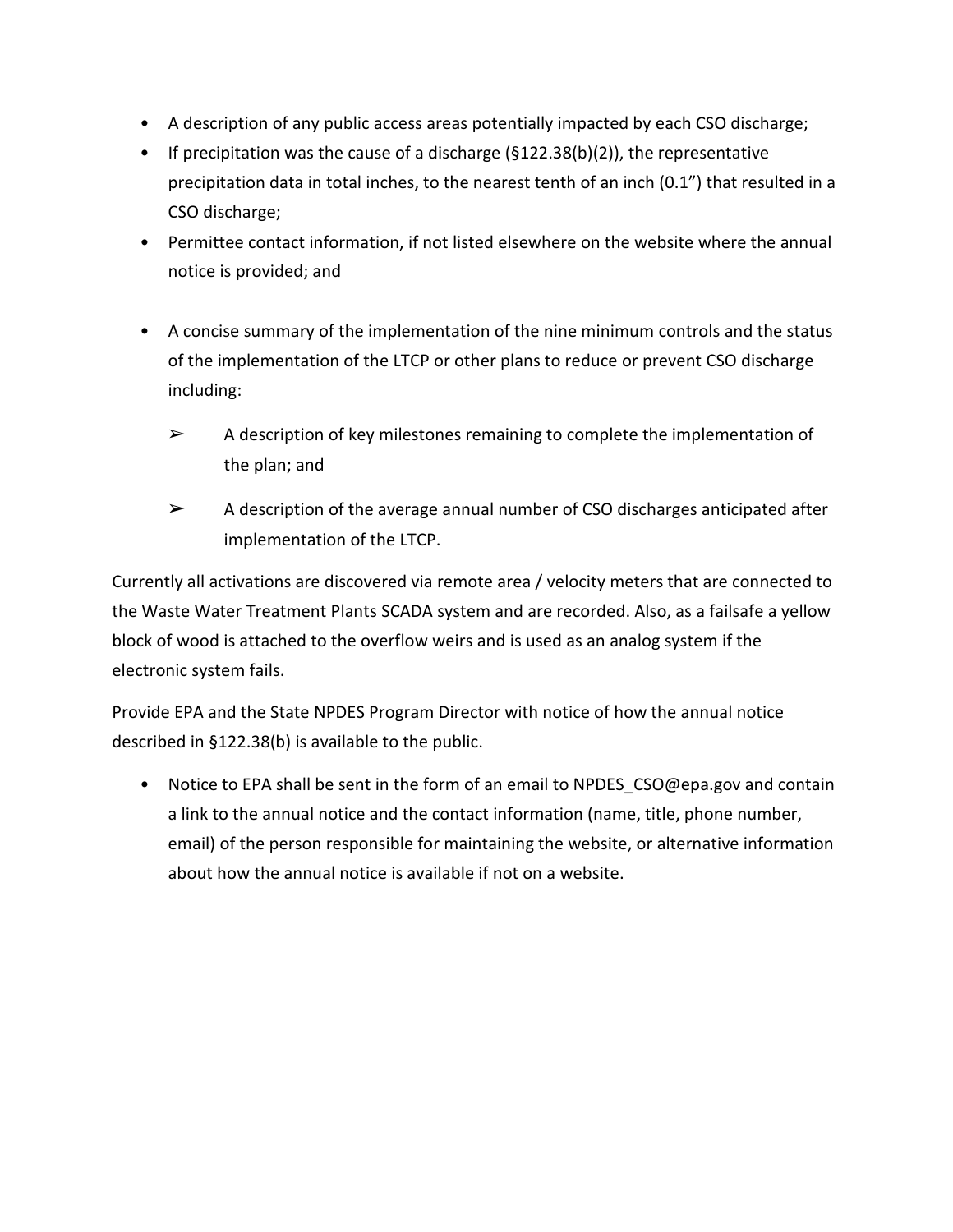- A description of any public access areas potentially impacted by each CSO discharge;
- If precipitation was the cause of a discharge (§122.38(b)(2)), the representative precipitation data in total inches, to the nearest tenth of an inch (0.1") that resulted in a CSO discharge;
- Permittee contact information, if not listed elsewhere on the website where the annual notice is provided; and
- A concise summary of the implementation of the nine minimum controls and the status of the implementation of the LTCP or other plans to reduce or prevent CSO discharge including:
    - ➢ A description of key milestones remaining to complete the implementation of the plan; and
    - ➢ A description of the average annual number of CSO discharges anticipated after implementation of the LTCP.

Currently all activations are discovered via remote area / velocity meters that are connected to the Waste Water Treatment Plants SCADA system and are recorded. Also, as a failsafe a yellow block of wood is attached to the overflow weirs and is used as an analog system if the electronic system fails.

Provide EPA and the State NPDES Program Director with notice of how the annual notice described in §122.38(b) is available to the public.

- Notice to EPA shall be sent in the form of an email to NPDES_CSO@epa.gov and contain a link to the annual notice and the contact information (name, title, phone number, email) of the person responsible for maintaining the website, or alternative information about how the annual notice is available if not on a website.